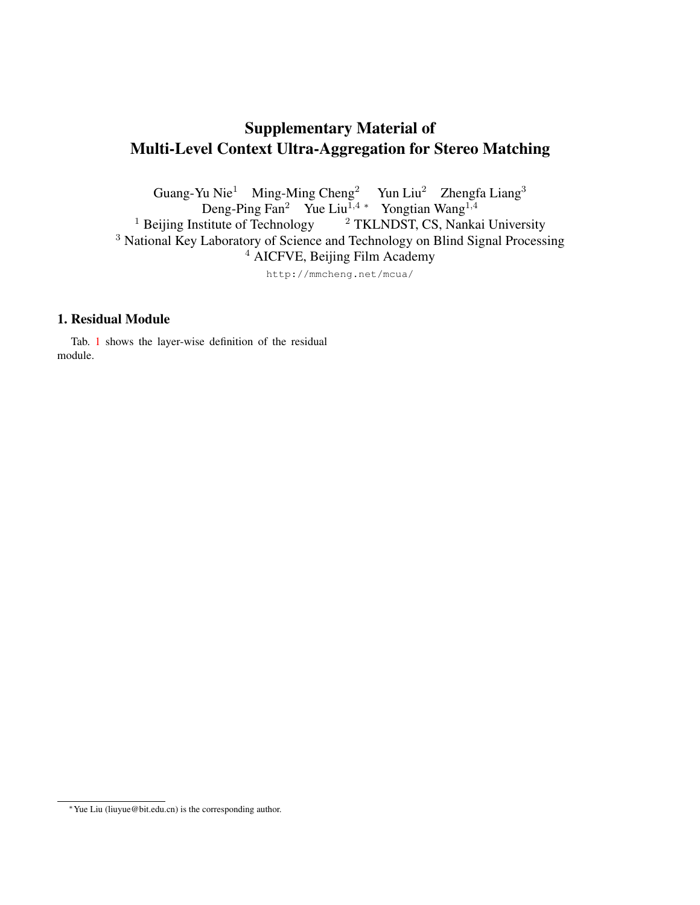# Supplementary Material of Multi-Level Context Ultra-Aggregation for Stereo Matching

Guang-Yu Nie[1] Ming-Ming Cheng[2] Yun Liu[2] Zhengfa Liang[3]
Deng-Ping Fan[2] Yue Liu[1,4 *] Yongtian Wang[1,4]

[1] Beijing Institute of Technology [2] TKLNDST, CS, Nankai University
[3] National Key Laboratory of Science and Technology on Blind Signal Processing
[4] AICFVE, Beijing Film Academy

http://mmcheng.net/mcua/

## 1. Residual Module

Tab. 1 shows the layer-wise definition of the residual module.

---

* Yue Liu (liuyue@bit.edu.cn) is the corresponding author.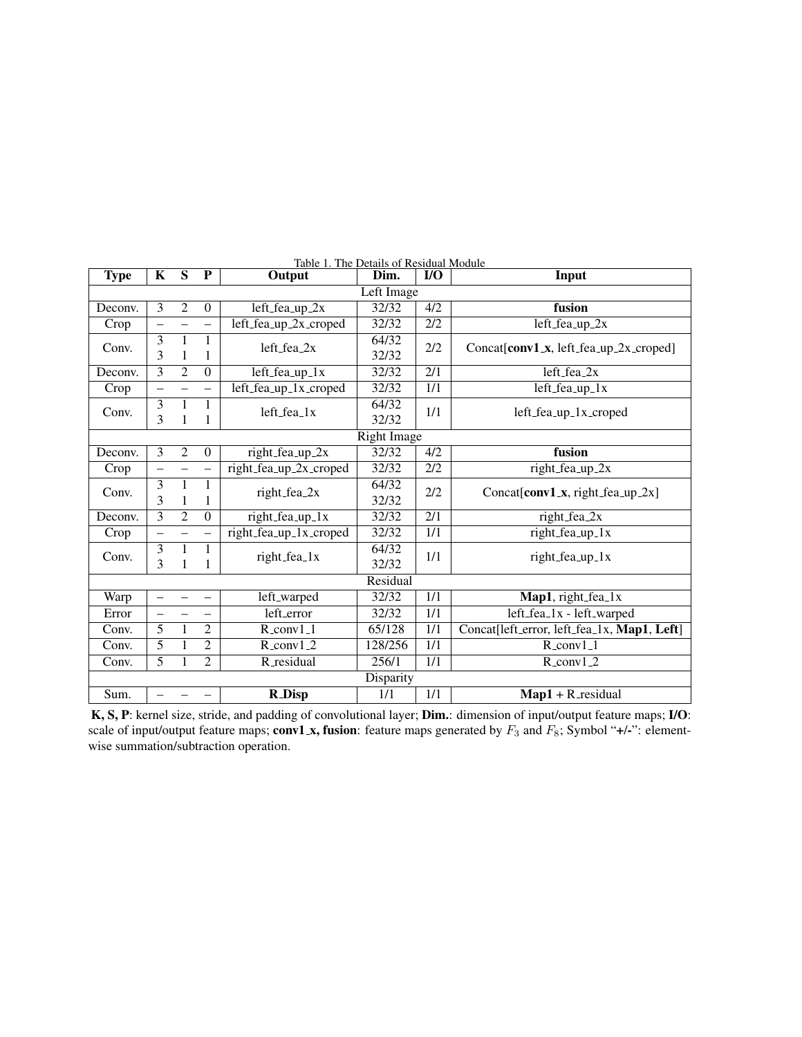Table 1. The Details of Residual Module

| Type | K | S | P | Output | Dim. | I/O | Input |
|---|---|---|---|---|---|---|---|
| Left Image | | | | | | | |
| Deconv. | 3 | 2 | 0 | left_fea_up_2x | 32/32 | 4/2 | **fusion** |
| Crop | – | – | – | left_fea_up_2x_croped | 32/32 | 2/2 | left_fea_up_2x |
| Conv. | 3<br>3 | 1<br>1 | 1<br>1 | left_fea_2x | 64/32<br>32/32 | 2/2 | Concat[**conv1_x**, left_fea_up_2x_croped] |
| Deconv. | 3 | 2 | 0 | left_fea_up_1x | 32/32 | 2/1 | left_fea_2x |
| Crop | – | – | – | left_fea_up_1x_croped | 32/32 | 1/1 | left_fea_up_1x |
| Conv. | 3<br>3 | 1<br>1 | 1<br>1 | left_fea_1x | 64/32<br>32/32 | 1/1 | left_fea_up_1x_croped |
| Right Image | | | | | | | |
| Deconv. | 3 | 2 | 0 | right_fea_up_2x | 32/32 | 4/2 | **fusion** |
| Crop | – | – | – | right_fea_up_2x_croped | 32/32 | 2/2 | right_fea_up_2x |
| Conv. | 3<br>3 | 1<br>1 | 1<br>1 | right_fea_2x | 64/32<br>32/32 | 2/2 | Concat[**conv1_x**, right_fea_up_2x] |
| Deconv. | 3 | 2 | 0 | right_fea_up_1x | 32/32 | 2/1 | right_fea_2x |
| Crop | – | – | – | right_fea_up_1x_croped | 32/32 | 1/1 | right_fea_up_1x |
| Conv. | 3<br>3 | 1<br>1 | 1<br>1 | right_fea_1x | 64/32<br>32/32 | 1/1 | right_fea_up_1x |
| Residual | | | | | | | |
| Warp | – | – | – | left_warped | 32/32 | 1/1 | **Map1**, right_fea_1x |
| Error | – | – | – | left_error | 32/32 | 1/1 | left_fea_1x - left_warped |
| Conv. | 5 | 1 | 2 | R_conv1_1 | 65/128 | 1/1 | Concat[left_error, left_fea_1x, **Map1**, **Left**] |
| Conv. | 5 | 1 | 2 | R_conv1_2 | 128/256 | 1/1 | R_conv1_1 |
| Conv. | 5 | 1 | 2 | R_residual | 256/1 | 1/1 | R_conv1_2 |
| Disparity | | | | | | | |
| Sum. | – | – | – | **R_Disp** | 1/1 | 1/1 | **Map1** + R_residual |

**K, S, P**: kernel size, stride, and padding of convolutional layer; **Dim.**: dimension of input/output feature maps; **I/O**: scale of input/output feature maps; **conv1_x, fusion**: feature maps generated by $F_3$ and $F_8$; Symbol "**+/-**": element-wise summation/subtraction operation.